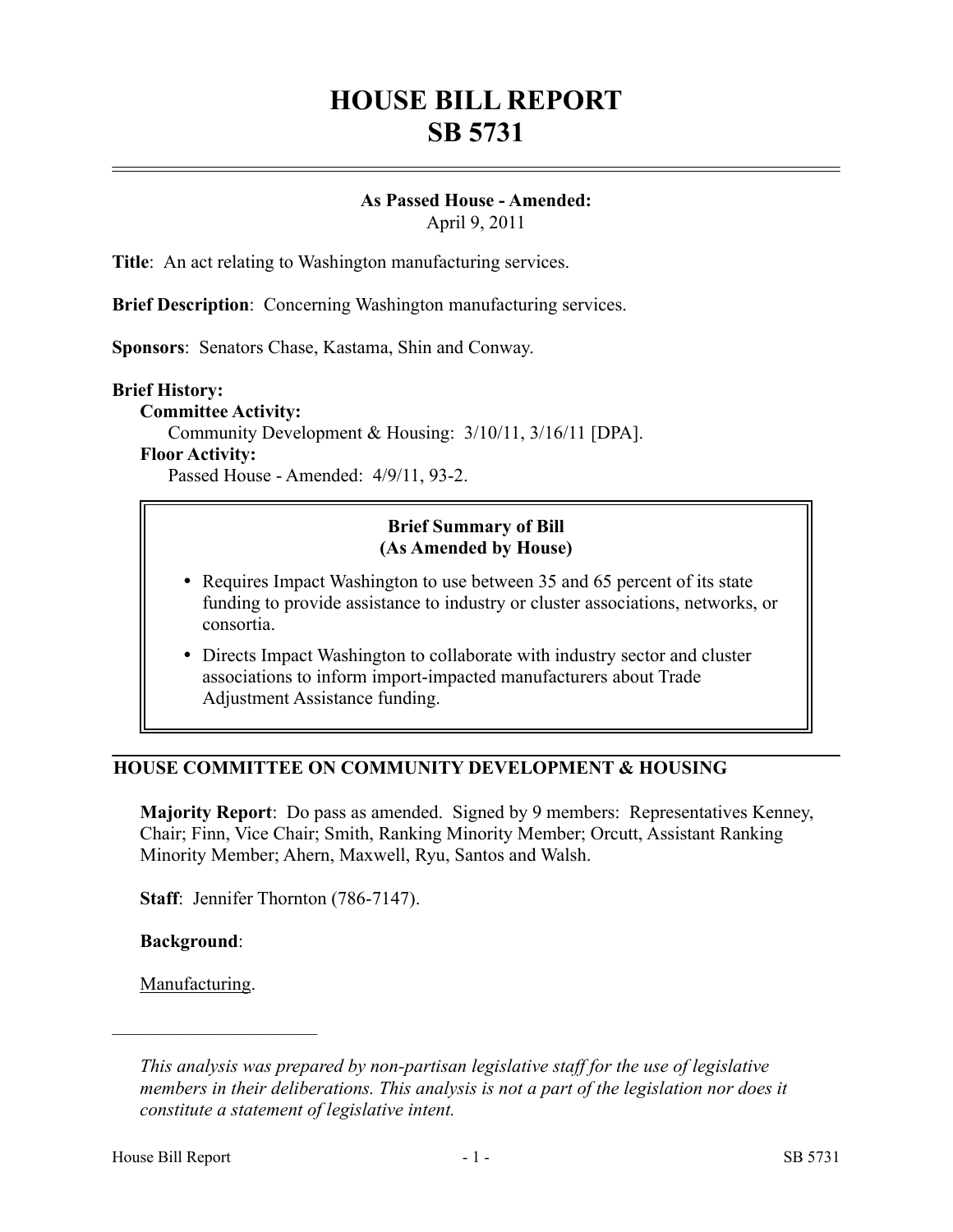# HOUSE BILL REPORT
# SB 5731

**As Passed House - Amended:**
April 9, 2011

**Title**: An act relating to Washington manufacturing services.

**Brief Description**: Concerning Washington manufacturing services.

**Sponsors**: Senators Chase, Kastama, Shin and Conway.

**Brief History:**

**Committee Activity:**

Community Development & Housing: 3/10/11, 3/16/11 [DPA].

**Floor Activity:**

Passed House - Amended: 4/9/11, 93-2.

**Brief Summary of Bill**
**(As Amended by House)**

- Requires Impact Washington to use between 35 and 65 percent of its state funding to provide assistance to industry or cluster associations, networks, or consortia.
- Directs Impact Washington to collaborate with industry sector and cluster associations to inform import-impacted manufacturers about Trade Adjustment Assistance funding.

## HOUSE COMMITTEE ON COMMUNITY DEVELOPMENT & HOUSING

**Majority Report**: Do pass as amended. Signed by 9 members: Representatives Kenney, Chair; Finn, Vice Chair; Smith, Ranking Minority Member; Orcutt, Assistant Ranking Minority Member; Ahern, Maxwell, Ryu, Santos and Walsh.

**Staff**: Jennifer Thornton (786-7147).

**Background**:

Manufacturing.

---

*This analysis was prepared by non-partisan legislative staff for the use of legislative members in their deliberations. This analysis is not a part of the legislation nor does it constitute a statement of legislative intent.*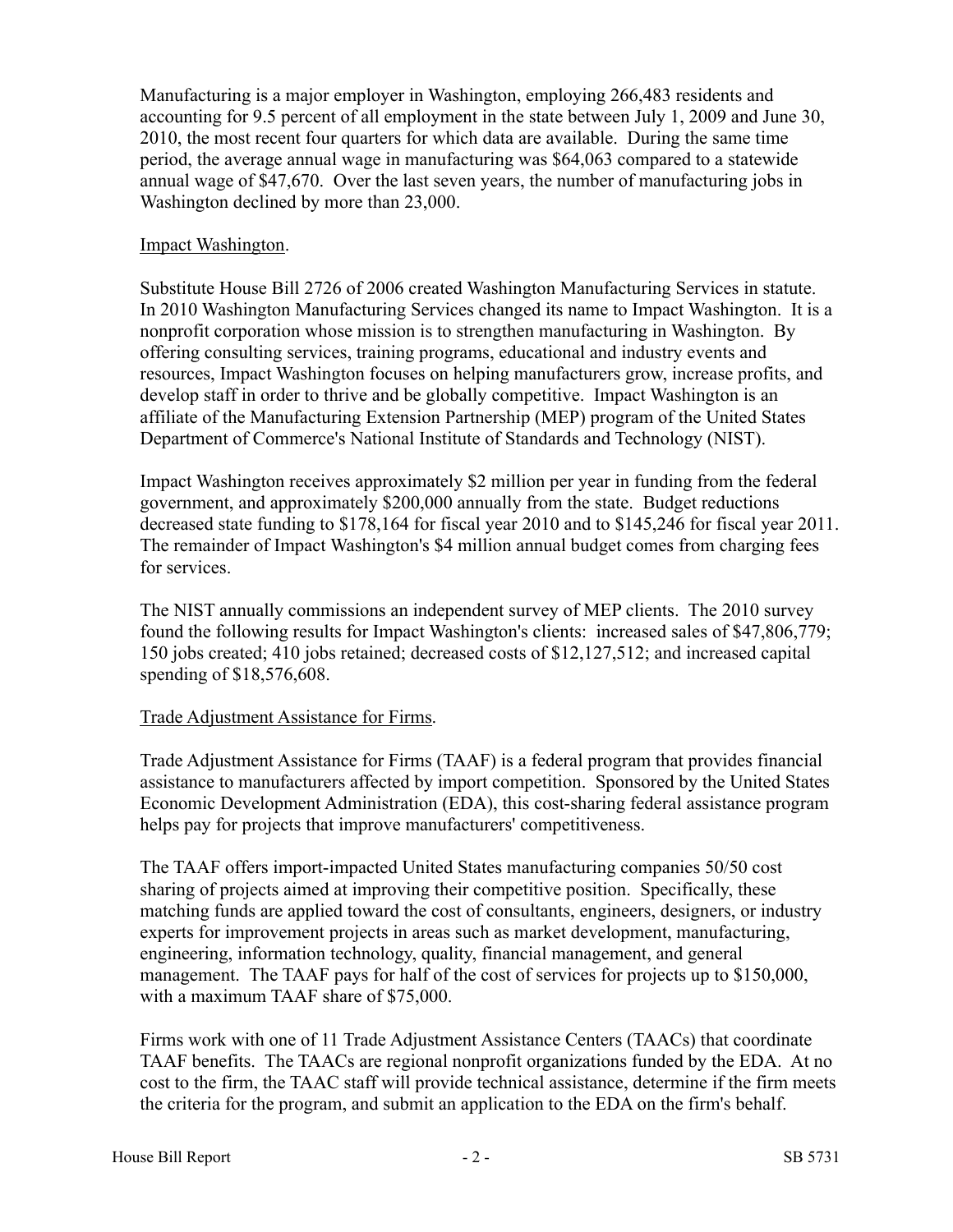Manufacturing is a major employer in Washington, employing 266,483 residents and accounting for 9.5 percent of all employment in the state between July 1, 2009 and June 30, 2010, the most recent four quarters for which data are available. During the same time period, the average annual wage in manufacturing was $64,063 compared to a statewide annual wage of $47,670. Over the last seven years, the number of manufacturing jobs in Washington declined by more than 23,000.

Impact Washington.

Substitute House Bill 2726 of 2006 created Washington Manufacturing Services in statute. In 2010 Washington Manufacturing Services changed its name to Impact Washington. It is a nonprofit corporation whose mission is to strengthen manufacturing in Washington. By offering consulting services, training programs, educational and industry events and resources, Impact Washington focuses on helping manufacturers grow, increase profits, and develop staff in order to thrive and be globally competitive. Impact Washington is an affiliate of the Manufacturing Extension Partnership (MEP) program of the United States Department of Commerce's National Institute of Standards and Technology (NIST).

Impact Washington receives approximately $2 million per year in funding from the federal government, and approximately $200,000 annually from the state. Budget reductions decreased state funding to $178,164 for fiscal year 2010 and to $145,246 for fiscal year 2011. The remainder of Impact Washington's $4 million annual budget comes from charging fees for services.

The NIST annually commissions an independent survey of MEP clients. The 2010 survey found the following results for Impact Washington's clients: increased sales of $47,806,779; 150 jobs created; 410 jobs retained; decreased costs of $12,127,512; and increased capital spending of $18,576,608.

Trade Adjustment Assistance for Firms.

Trade Adjustment Assistance for Firms (TAAF) is a federal program that provides financial assistance to manufacturers affected by import competition. Sponsored by the United States Economic Development Administration (EDA), this cost-sharing federal assistance program helps pay for projects that improve manufacturers' competitiveness.

The TAAF offers import-impacted United States manufacturing companies 50/50 cost sharing of projects aimed at improving their competitive position. Specifically, these matching funds are applied toward the cost of consultants, engineers, designers, or industry experts for improvement projects in areas such as market development, manufacturing, engineering, information technology, quality, financial management, and general management. The TAAF pays for half of the cost of services for projects up to $150,000, with a maximum TAAF share of $75,000.

Firms work with one of 11 Trade Adjustment Assistance Centers (TAACs) that coordinate TAAF benefits. The TAACs are regional nonprofit organizations funded by the EDA. At no cost to the firm, the TAAC staff will provide technical assistance, determine if the firm meets the criteria for the program, and submit an application to the EDA on the firm's behalf.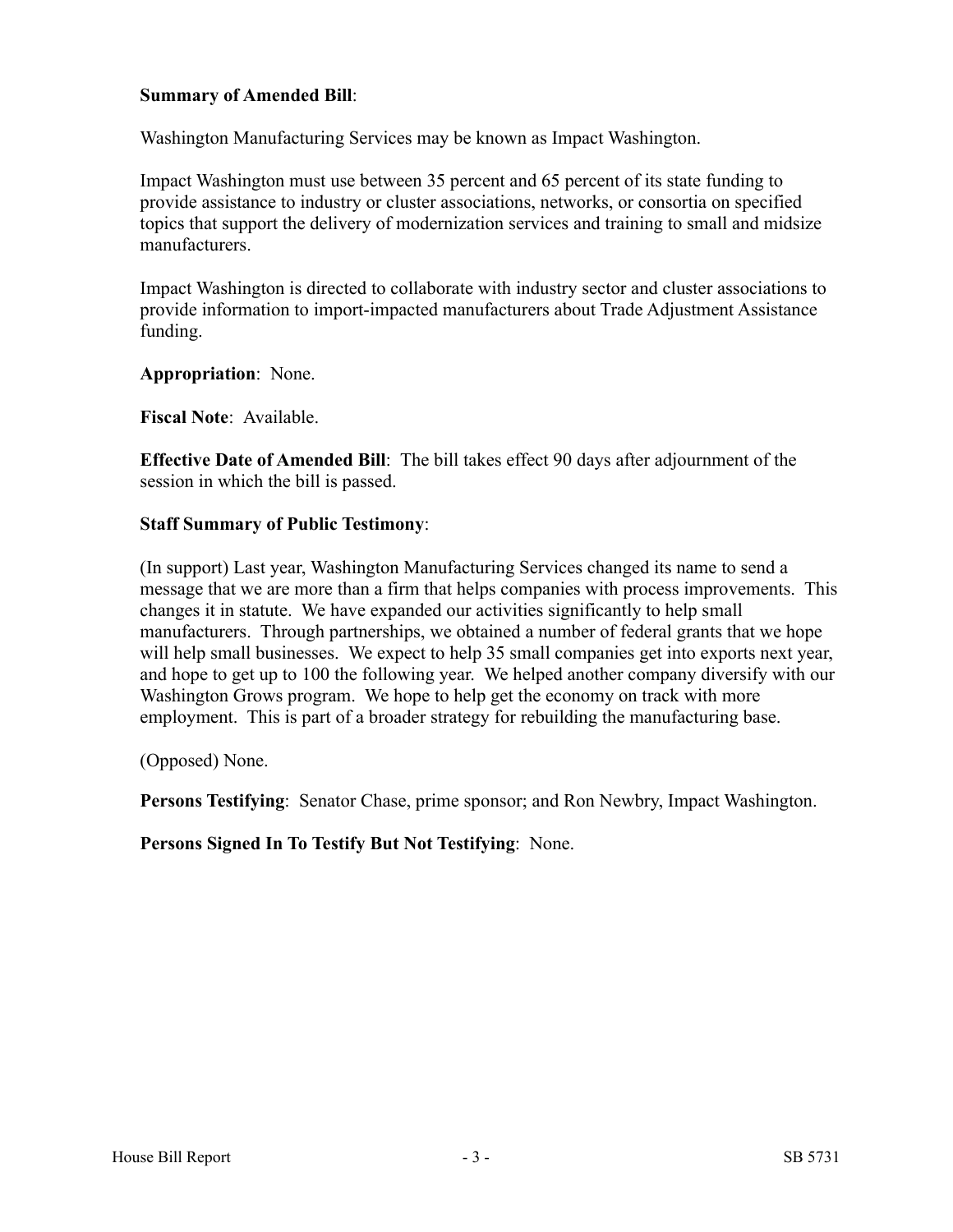**Summary of Amended Bill**:

Washington Manufacturing Services may be known as Impact Washington.

Impact Washington must use between 35 percent and 65 percent of its state funding to provide assistance to industry or cluster associations, networks, or consortia on specified topics that support the delivery of modernization services and training to small and midsize manufacturers.

Impact Washington is directed to collaborate with industry sector and cluster associations to provide information to import-impacted manufacturers about Trade Adjustment Assistance funding.

**Appropriation**: None.

**Fiscal Note**: Available.

**Effective Date of Amended Bill**: The bill takes effect 90 days after adjournment of the session in which the bill is passed.

**Staff Summary of Public Testimony**:

(In support) Last year, Washington Manufacturing Services changed its name to send a message that we are more than a firm that helps companies with process improvements. This changes it in statute. We have expanded our activities significantly to help small manufacturers. Through partnerships, we obtained a number of federal grants that we hope will help small businesses. We expect to help 35 small companies get into exports next year, and hope to get up to 100 the following year. We helped another company diversify with our Washington Grows program. We hope to help get the economy on track with more employment. This is part of a broader strategy for rebuilding the manufacturing base.

(Opposed) None.

**Persons Testifying**: Senator Chase, prime sponsor; and Ron Newbry, Impact Washington.

**Persons Signed In To Testify But Not Testifying**: None.